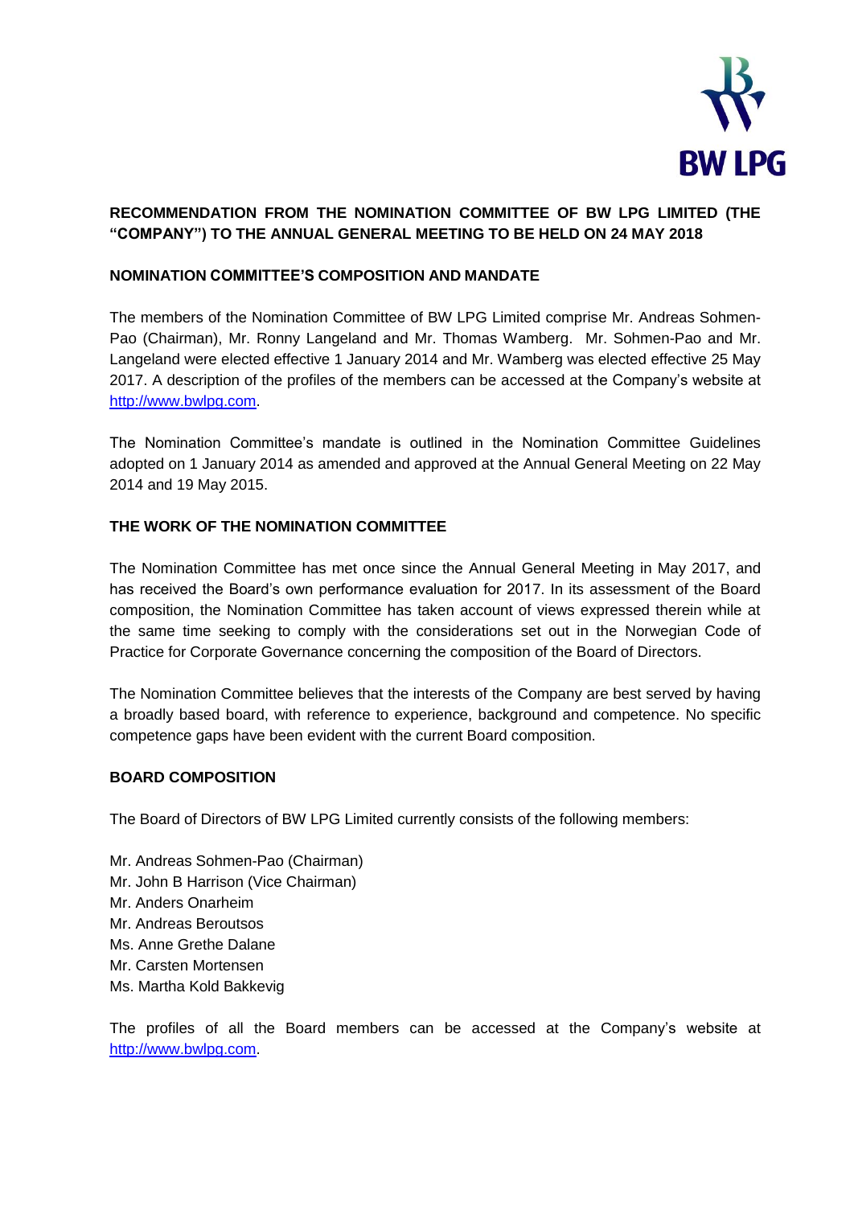**RECOMMENDATION FROM THE NOMINATION COMMITTEE OF BW LPG LIMITED (THE "COMPANY") TO THE ANNUAL GENERAL MEETING TO BE HELD ON 24 MAY 2018**

**NOMINATION COMMITTEE'S COMPOSITION AND MANDATE**

The members of the Nomination Committee of BW LPG Limited comprise Mr. Andreas Sohmen-Pao (Chairman), Mr. Ronny Langeland and Mr. Thomas Wamberg. Mr. Sohmen-Pao and Mr. Langeland were elected effective 1 January 2014 and Mr. Wamberg was elected effective 25 May 2017. A description of the profiles of the members can be accessed at the Company's website at http://www.bwlpg.com.

The Nomination Committee's mandate is outlined in the Nomination Committee Guidelines adopted on 1 January 2014 as amended and approved at the Annual General Meeting on 22 May 2014 and 19 May 2015.

**THE WORK OF THE NOMINATION COMMITTEE**

The Nomination Committee has met once since the Annual General Meeting in May 2017, and has received the Board's own performance evaluation for 2017. In its assessment of the Board composition, the Nomination Committee has taken account of views expressed therein while at the same time seeking to comply with the considerations set out in the Norwegian Code of Practice for Corporate Governance concerning the composition of the Board of Directors.

The Nomination Committee believes that the interests of the Company are best served by having a broadly based board, with reference to experience, background and competence. No specific competence gaps have been evident with the current Board composition.

**BOARD COMPOSITION**

The Board of Directors of BW LPG Limited currently consists of the following members:

Mr. Andreas Sohmen-Pao (Chairman)
Mr. John B Harrison (Vice Chairman)
Mr. Anders Onarheim
Mr. Andreas Beroutsos
Ms. Anne Grethe Dalane
Mr. Carsten Mortensen
Ms. Martha Kold Bakkevig

The profiles of all the Board members can be accessed at the Company's website at http://www.bwlpg.com.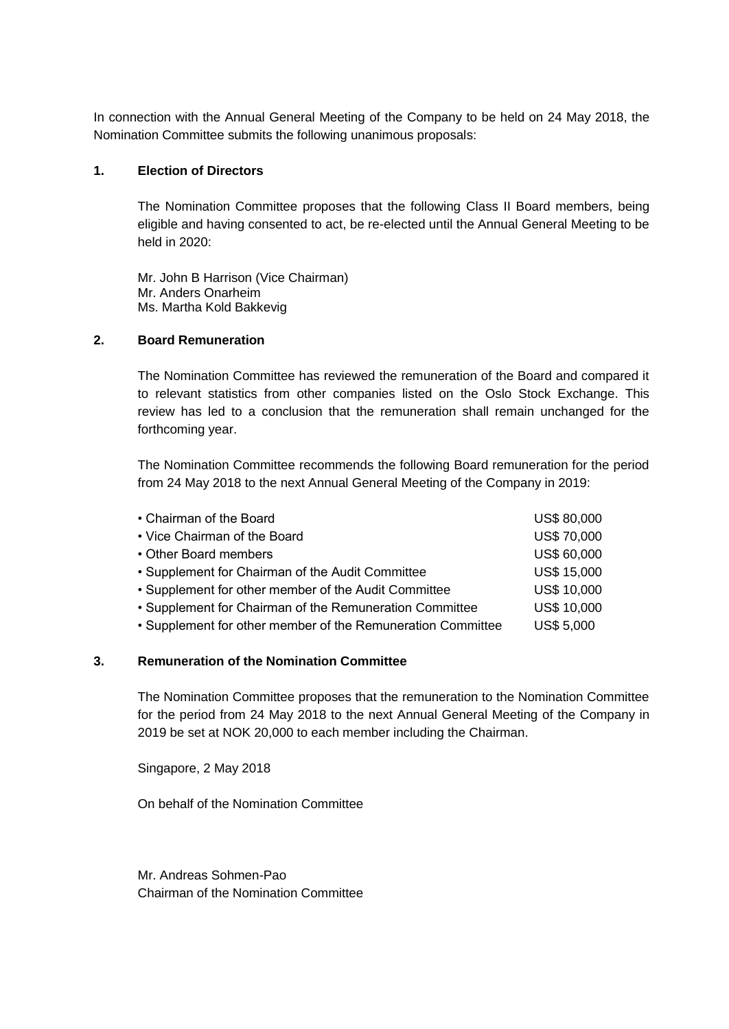In connection with the Annual General Meeting of the Company to be held on 24 May 2018, the Nomination Committee submits the following unanimous proposals:

**1. Election of Directors**

The Nomination Committee proposes that the following Class II Board members, being eligible and having consented to act, be re-elected until the Annual General Meeting to be held in 2020:

Mr. John B Harrison (Vice Chairman)
Mr. Anders Onarheim
Ms. Martha Kold Bakkevig

**2. Board Remuneration**

The Nomination Committee has reviewed the remuneration of the Board and compared it to relevant statistics from other companies listed on the Oslo Stock Exchange. This review has led to a conclusion that the remuneration shall remain unchanged for the forthcoming year.

The Nomination Committee recommends the following Board remuneration for the period from 24 May 2018 to the next Annual General Meeting of the Company in 2019:

| | |
|---|---|
| • Chairman of the Board | US$ 80,000 |
| • Vice Chairman of the Board | US$ 70,000 |
| • Other Board members | US$ 60,000 |
| • Supplement for Chairman of the Audit Committee | US$ 15,000 |
| • Supplement for other member of the Audit Committee | US$ 10,000 |
| • Supplement for Chairman of the Remuneration Committee | US$ 10,000 |
| • Supplement for other member of the Remuneration Committee | US$ 5,000 |

**3. Remuneration of the Nomination Committee**

The Nomination Committee proposes that the remuneration to the Nomination Committee for the period from 24 May 2018 to the next Annual General Meeting of the Company in 2019 be set at NOK 20,000 to each member including the Chairman.

Singapore, 2 May 2018

On behalf of the Nomination Committee

Mr. Andreas Sohmen-Pao
Chairman of the Nomination Committee